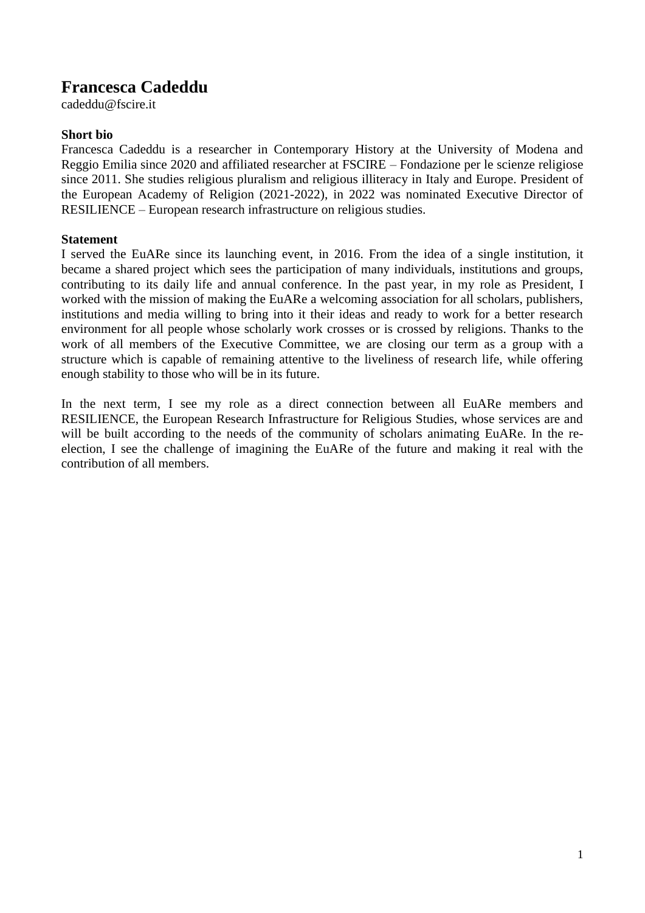# Francesca Cadeddu

cadeddu@fscire.it

**Short bio**

Francesca Cadeddu is a researcher in Contemporary History at the University of Modena and Reggio Emilia since 2020 and affiliated researcher at FSCIRE – Fondazione per le scienze religiose since 2011. She studies religious pluralism and religious illiteracy in Italy and Europe. President of the European Academy of Religion (2021-2022), in 2022 was nominated Executive Director of RESILIENCE – European research infrastructure on religious studies.

**Statement**

I served the EuARe since its launching event, in 2016. From the idea of a single institution, it became a shared project which sees the participation of many individuals, institutions and groups, contributing to its daily life and annual conference. In the past year, in my role as President, I worked with the mission of making the EuARe a welcoming association for all scholars, publishers, institutions and media willing to bring into it their ideas and ready to work for a better research environment for all people whose scholarly work crosses or is crossed by religions. Thanks to the work of all members of the Executive Committee, we are closing our term as a group with a structure which is capable of remaining attentive to the liveliness of research life, while offering enough stability to those who will be in its future.

In the next term, I see my role as a direct connection between all EuARe members and RESILIENCE, the European Research Infrastructure for Religious Studies, whose services are and will be built according to the needs of the community of scholars animating EuARe. In the re-election, I see the challenge of imagining the EuARe of the future and making it real with the contribution of all members.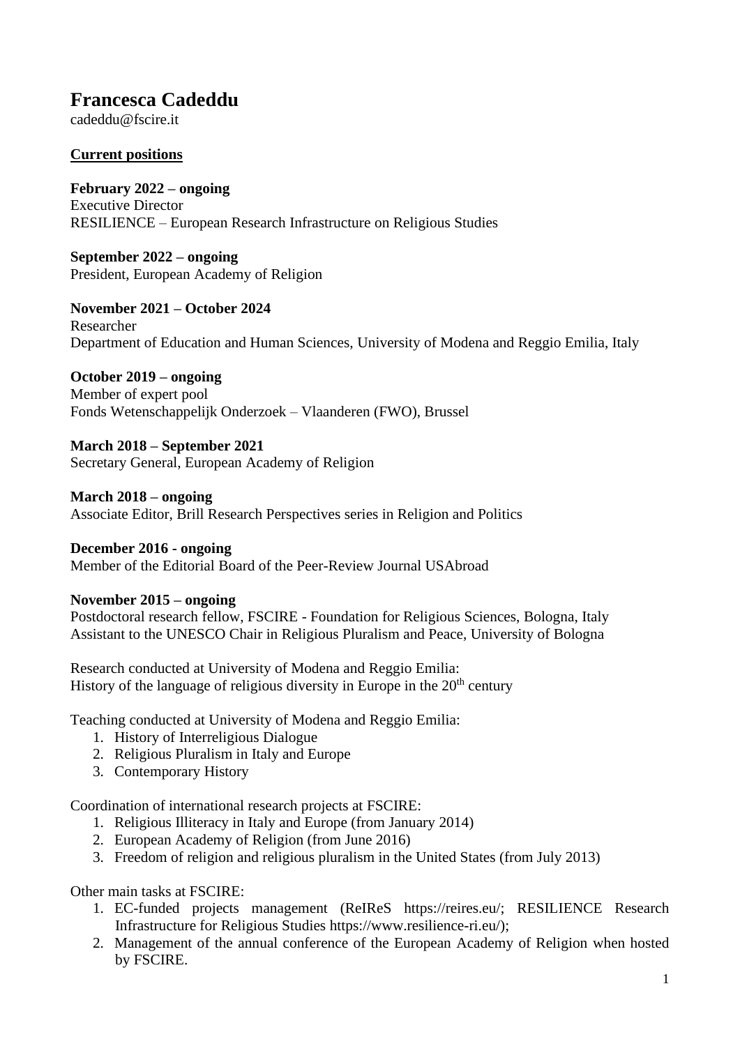# Francesca Cadeddu

cadeddu@fscire.it

**Current positions**

**February 2022 – ongoing**
Executive Director
RESILIENCE – European Research Infrastructure on Religious Studies

**September 2022 – ongoing**
President, European Academy of Religion

**November 2021 – October 2024**
Researcher
Department of Education and Human Sciences, University of Modena and Reggio Emilia, Italy

**October 2019 – ongoing**
Member of expert pool
Fonds Wetenschappelijk Onderzoek – Vlaanderen (FWO), Brussel

**March 2018 – September 2021**
Secretary General, European Academy of Religion

**March 2018 – ongoing**
Associate Editor, Brill Research Perspectives series in Religion and Politics

**December 2016 - ongoing**
Member of the Editorial Board of the Peer-Review Journal USAbroad

**November 2015 – ongoing**
Postdoctoral research fellow, FSCIRE - Foundation for Religious Sciences, Bologna, Italy
Assistant to the UNESCO Chair in Religious Pluralism and Peace, University of Bologna

Research conducted at University of Modena and Reggio Emilia:
History of the language of religious diversity in Europe in the 20th century

Teaching conducted at University of Modena and Reggio Emilia:

1. History of Interreligious Dialogue
2. Religious Pluralism in Italy and Europe
3. Contemporary History

Coordination of international research projects at FSCIRE:

1. Religious Illiteracy in Italy and Europe (from January 2014)
2. European Academy of Religion (from June 2016)
3. Freedom of religion and religious pluralism in the United States (from July 2013)

Other main tasks at FSCIRE:

1. EC-funded projects management (ReIReS https://reires.eu/; RESILIENCE Research Infrastructure for Religious Studies https://www.resilience-ri.eu/);
2. Management of the annual conference of the European Academy of Religion when hosted by FSCIRE.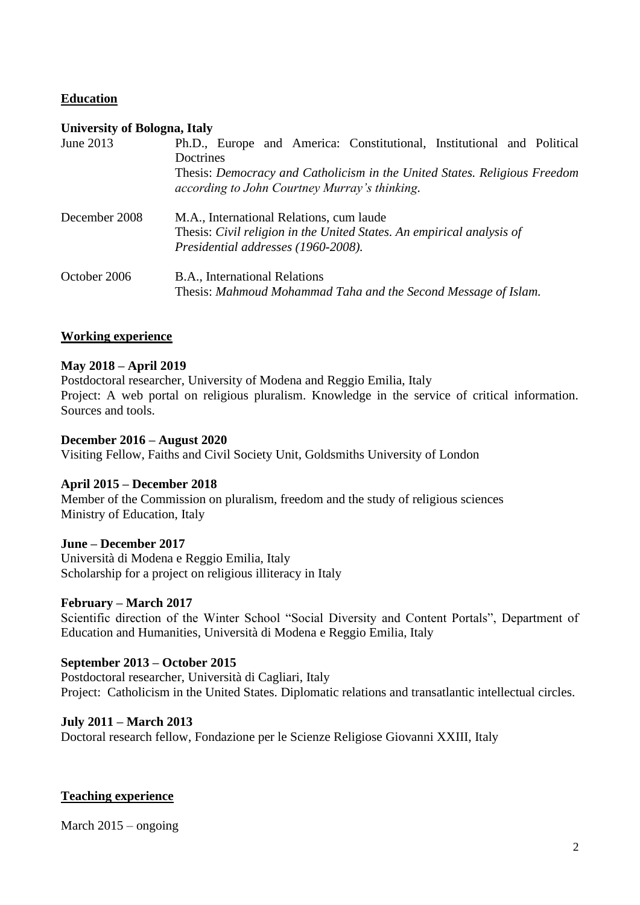## Education

**University of Bologna, Italy**

June 2013 — Ph.D., Europe and America: Constitutional, Institutional and Political Doctrines
Thesis: *Democracy and Catholicism in the United States. Religious Freedom according to John Courtney Murray's thinking.*

December 2008 — M.A., International Relations, cum laude
Thesis: *Civil religion in the United States. An empirical analysis of Presidential addresses (1960-2008).*

October 2006 — B.A., International Relations
Thesis: *Mahmoud Mohammad Taha and the Second Message of Islam.*

## Working experience

**May 2018 – April 2019**
Postdoctoral researcher, University of Modena and Reggio Emilia, Italy
Project: A web portal on religious pluralism. Knowledge in the service of critical information. Sources and tools.

**December 2016 – August 2020**
Visiting Fellow, Faiths and Civil Society Unit, Goldsmiths University of London

**April 2015 – December 2018**
Member of the Commission on pluralism, freedom and the study of religious sciences
Ministry of Education, Italy

**June – December 2017**
Università di Modena e Reggio Emilia, Italy
Scholarship for a project on religious illiteracy in Italy

**February – March 2017**
Scientific direction of the Winter School "Social Diversity and Content Portals", Department of Education and Humanities, Università di Modena e Reggio Emilia, Italy

**September 2013 – October 2015**
Postdoctoral researcher, Università di Cagliari, Italy
Project: Catholicism in the United States. Diplomatic relations and transatlantic intellectual circles.

**July 2011 – March 2013**
Doctoral research fellow, Fondazione per le Scienze Religiose Giovanni XXIII, Italy

## Teaching experience

March 2015 – ongoing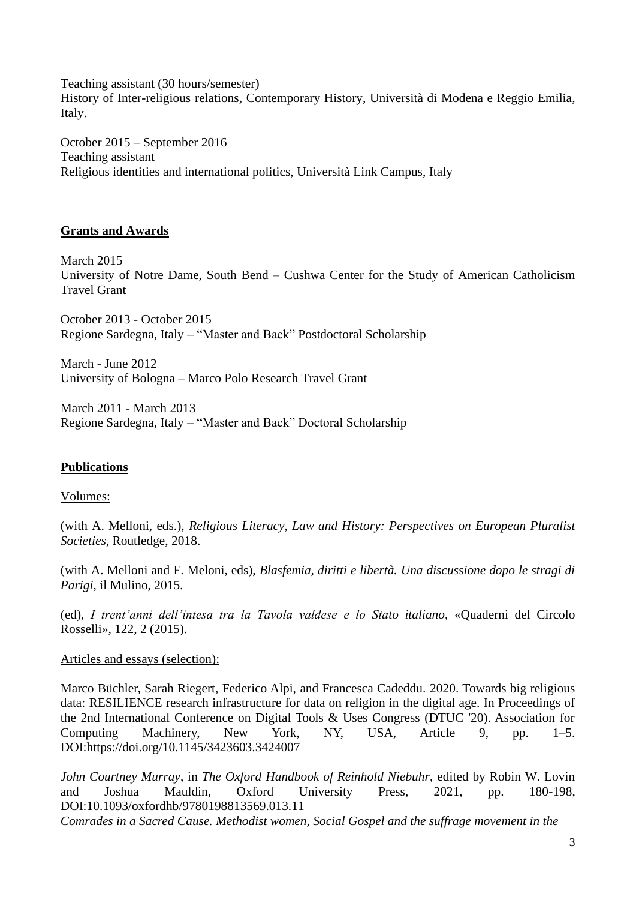Teaching assistant (30 hours/semester)
History of Inter-religious relations, Contemporary History, Università di Modena e Reggio Emilia, Italy.

October 2015 – September 2016
Teaching assistant
Religious identities and international politics, Università Link Campus, Italy

## Grants and Awards

March 2015
University of Notre Dame, South Bend – Cushwa Center for the Study of American Catholicism Travel Grant

October 2013 - October 2015
Regione Sardegna, Italy – "Master and Back" Postdoctoral Scholarship

March - June 2012
University of Bologna – Marco Polo Research Travel Grant

March 2011 - March 2013
Regione Sardegna, Italy – "Master and Back" Doctoral Scholarship

## Publications

Volumes:

(with A. Melloni, eds.), *Religious Literacy, Law and History: Perspectives on European Pluralist Societies*, Routledge, 2018.

(with A. Melloni and F. Meloni, eds), *Blasfemia, diritti e libertà. Una discussione dopo le stragi di Parigi*, il Mulino, 2015.

(ed), *I trent'anni dell'intesa tra la Tavola valdese e lo Stato italiano*, «Quaderni del Circolo Rosselli», 122, 2 (2015).

Articles and essays (selection):

Marco Büchler, Sarah Riegert, Federico Alpi, and Francesca Cadeddu. 2020. Towards big religious data: RESILIENCE research infrastructure for data on religion in the digital age. In Proceedings of the 2nd International Conference on Digital Tools & Uses Congress (DTUC '20). Association for Computing Machinery, New York, NY, USA, Article 9, pp. 1–5. DOI:https://doi.org/10.1145/3423603.3424007

*John Courtney Murray*, in *The Oxford Handbook of Reinhold Niebuhr*, edited by Robin W. Lovin and Joshua Mauldin, Oxford University Press, 2021, pp. 180-198, DOI:10.1093/oxfordhb/9780198813569.013.11
*Comrades in a Sacred Cause. Methodist women, Social Gospel and the suffrage movement in the*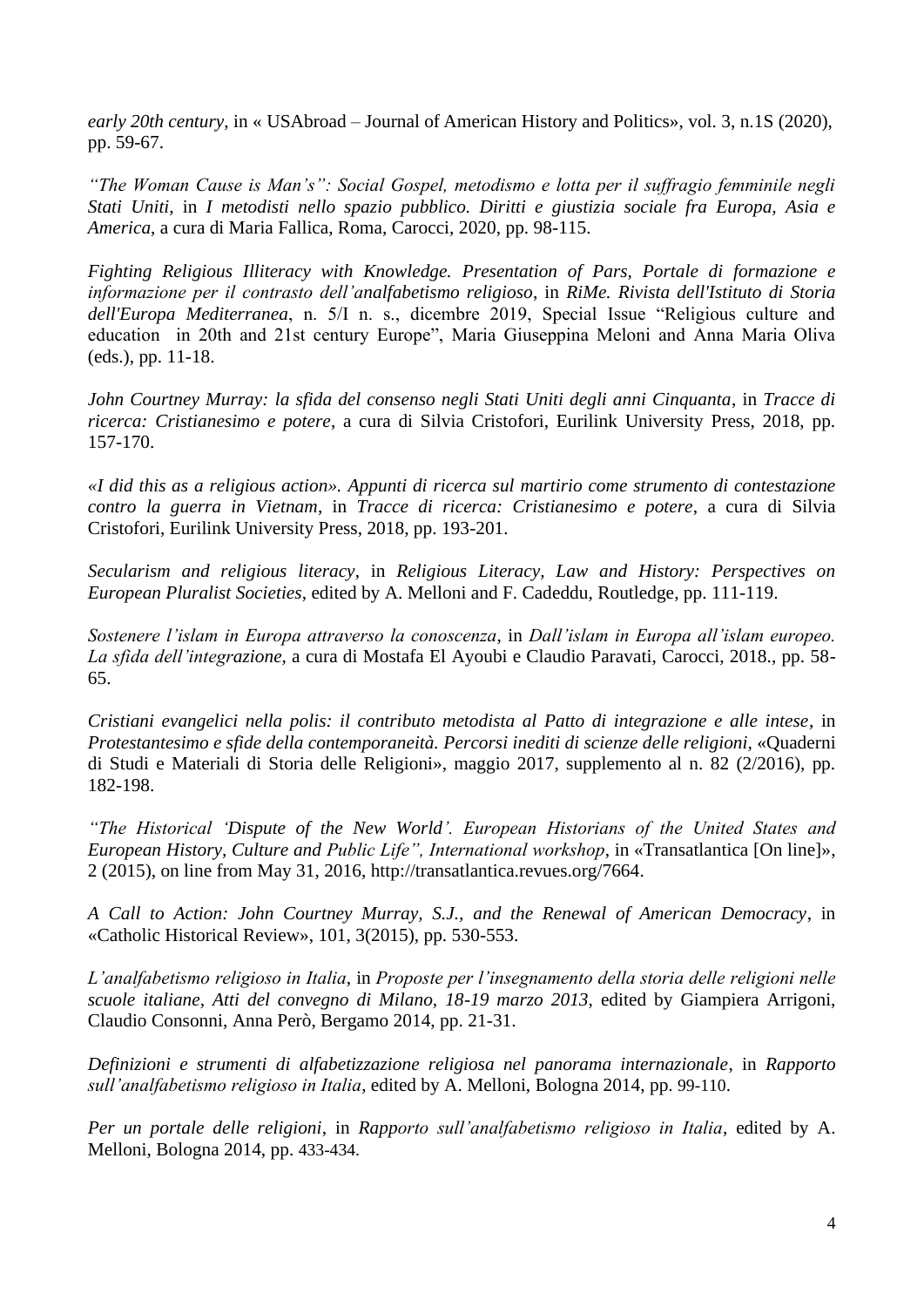*early 20th century*, in « USAbroad – Journal of American History and Politics», vol. 3, n.1S (2020), pp. 59-67.

*"The Woman Cause is Man's": Social Gospel, metodismo e lotta per il suffragio femminile negli Stati Uniti*, in *I metodisti nello spazio pubblico. Diritti e giustizia sociale fra Europa, Asia e America*, a cura di Maria Fallica, Roma, Carocci, 2020, pp. 98-115.

*Fighting Religious Illiteracy with Knowledge. Presentation of Pars, Portale di formazione e informazione per il contrasto dell'analfabetismo religioso*, in *RiMe. Rivista dell'Istituto di Storia dell'Europa Mediterranea*, n. 5/I n. s., dicembre 2019, Special Issue "Religious culture and education in 20th and 21st century Europe", Maria Giuseppina Meloni and Anna Maria Oliva (eds.), pp. 11-18.

*John Courtney Murray: la sfida del consenso negli Stati Uniti degli anni Cinquanta*, in *Tracce di ricerca: Cristianesimo e potere*, a cura di Silvia Cristofori, Eurilink University Press, 2018, pp. 157-170.

*«I did this as a religious action». Appunti di ricerca sul martirio come strumento di contestazione contro la guerra in Vietnam*, in *Tracce di ricerca: Cristianesimo e potere*, a cura di Silvia Cristofori, Eurilink University Press, 2018, pp. 193-201.

*Secularism and religious literacy*, in *Religious Literacy, Law and History: Perspectives on European Pluralist Societies*, edited by A. Melloni and F. Cadeddu, Routledge, pp. 111-119.

*Sostenere l'islam in Europa attraverso la conoscenza*, in *Dall'islam in Europa all'islam europeo. La sfida dell'integrazione*, a cura di Mostafa El Ayoubi e Claudio Paravati, Carocci, 2018., pp. 58-65.

*Cristiani evangelici nella polis: il contributo metodista al Patto di integrazione e alle intese*, in *Protestantesimo e sfide della contemporaneità. Percorsi inediti di scienze delle religioni*, «Quaderni di Studi e Materiali di Storia delle Religioni», maggio 2017, supplemento al n. 82 (2/2016), pp. 182-198.

*"The Historical 'Dispute of the New World'. European Historians of the United States and European History, Culture and Public Life", International workshop*, in «Transatlantica [On line]», 2 (2015), on line from May 31, 2016, http://transatlantica.revues.org/7664.

*A Call to Action: John Courtney Murray, S.J., and the Renewal of American Democracy*, in «Catholic Historical Review», 101, 3(2015), pp. 530-553.

*L'analfabetismo religioso in Italia*, in *Proposte per l'insegnamento della storia delle religioni nelle scuole italiane, Atti del convegno di Milano, 18-19 marzo 2013*, edited by Giampiera Arrigoni, Claudio Consonni, Anna Però, Bergamo 2014, pp. 21-31.

*Definizioni e strumenti di alfabetizzazione religiosa nel panorama internazionale*, in *Rapporto sull'analfabetismo religioso in Italia*, edited by A. Melloni, Bologna 2014, pp. 99-110.

*Per un portale delle religioni*, in *Rapporto sull'analfabetismo religioso in Italia*, edited by A. Melloni, Bologna 2014, pp. 433-434.